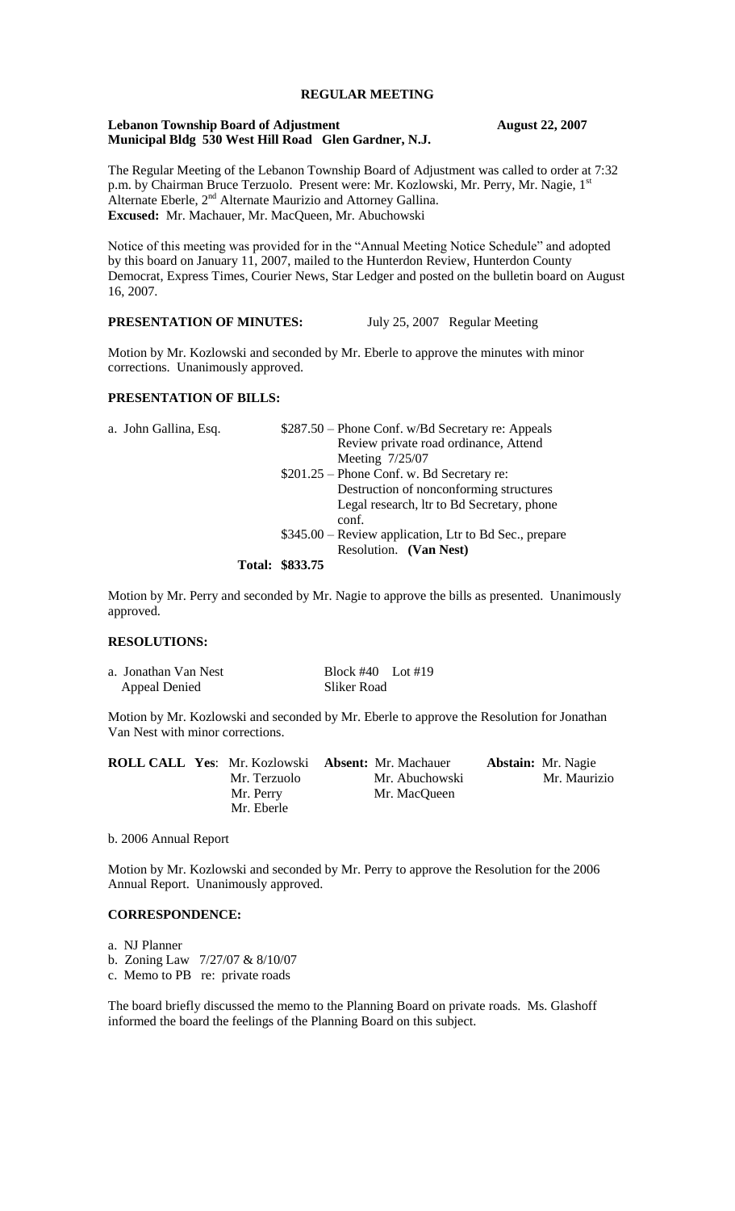# REGULAR MEETING

**Lebanon Township Board of Adjustment** **August 22, 2007**
**Municipal Bldg 530 West Hill Road Glen Gardner, N.J.**

The Regular Meeting of the Lebanon Township Board of Adjustment was called to order at 7:32 p.m. by Chairman Bruce Terzuolo. Present were: Mr. Kozlowski, Mr. Perry, Mr. Nagie, 1st Alternate Eberle, 2nd Alternate Maurizio and Attorney Gallina.
**Excused:** Mr. Machauer, Mr. MacQueen, Mr. Abuchowski

Notice of this meeting was provided for in the "Annual Meeting Notice Schedule" and adopted by this board on January 11, 2007, mailed to the Hunterdon Review, Hunterdon County Democrat, Express Times, Courier News, Star Ledger and posted on the bulletin board on August 16, 2007.

**PRESENTATION OF MINUTES:** July 25, 2007 Regular Meeting

Motion by Mr. Kozlowski and seconded by Mr. Eberle to approve the minutes with minor corrections. Unanimously approved.

**PRESENTATION OF BILLS:**

a. John Gallina, Esq.
- $287.50 – Phone Conf. w/Bd Secretary re: Appeals Review private road ordinance, Attend Meeting 7/25/07
- $201.25 – Phone Conf. w. Bd Secretary re: Destruction of nonconforming structures Legal research, ltr to Bd Secretary, phone conf.
- $345.00 – Review application, Ltr to Bd Sec., prepare Resolution. **(Van Nest)**

**Total: $833.75**

Motion by Mr. Perry and seconded by Mr. Nagie to approve the bills as presented. Unanimously approved.

**RESOLUTIONS:**

a. Jonathan Van Nest — Block #40 Lot #19
Appeal Denied — Sliker Road

Motion by Mr. Kozlowski and seconded by Mr. Eberle to approve the Resolution for Jonathan Van Nest with minor corrections.

| **ROLL CALL Yes**: | **Absent:** | **Abstain:** |
|---|---|---|
| Mr. Kozlowski | Mr. Machauer | Mr. Nagie |
| Mr. Terzuolo | Mr. Abuchowski | Mr. Maurizio |
| Mr. Perry | Mr. MacQueen | |
| Mr. Eberle | | |

b. 2006 Annual Report

Motion by Mr. Kozlowski and seconded by Mr. Perry to approve the Resolution for the 2006 Annual Report. Unanimously approved.

**CORRESPONDENCE:**

a. NJ Planner
b. Zoning Law 7/27/07 & 8/10/07
c. Memo to PB re: private roads

The board briefly discussed the memo to the Planning Board on private roads. Ms. Glashoff informed the board the feelings of the Planning Board on this subject.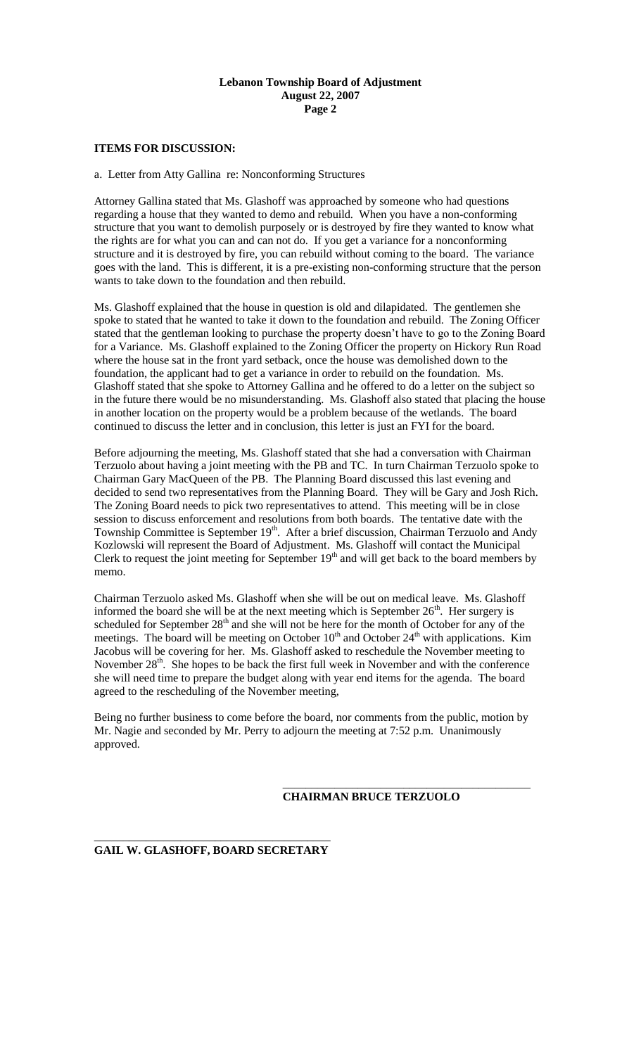## ITEMS FOR DISCUSSION:

a. Letter from Atty Gallina re: Nonconforming Structures

Attorney Gallina stated that Ms. Glashoff was approached by someone who had questions regarding a house that they wanted to demo and rebuild. When you have a non-conforming structure that you want to demolish purposely or is destroyed by fire they wanted to know what the rights are for what you can and can not do. If you get a variance for a nonconforming structure and it is destroyed by fire, you can rebuild without coming to the board. The variance goes with the land. This is different, it is a pre-existing non-conforming structure that the person wants to take down to the foundation and then rebuild.

Ms. Glashoff explained that the house in question is old and dilapidated. The gentlemen she spoke to stated that he wanted to take it down to the foundation and rebuild. The Zoning Officer stated that the gentleman looking to purchase the property doesn't have to go to the Zoning Board for a Variance. Ms. Glashoff explained to the Zoning Officer the property on Hickory Run Road where the house sat in the front yard setback, once the house was demolished down to the foundation, the applicant had to get a variance in order to rebuild on the foundation. Ms. Glashoff stated that she spoke to Attorney Gallina and he offered to do a letter on the subject so in the future there would be no misunderstanding. Ms. Glashoff also stated that placing the house in another location on the property would be a problem because of the wetlands. The board continued to discuss the letter and in conclusion, this letter is just an FYI for the board.

Before adjourning the meeting, Ms. Glashoff stated that she had a conversation with Chairman Terzuolo about having a joint meeting with the PB and TC. In turn Chairman Terzuolo spoke to Chairman Gary MacQueen of the PB. The Planning Board discussed this last evening and decided to send two representatives from the Planning Board. They will be Gary and Josh Rich. The Zoning Board needs to pick two representatives to attend. This meeting will be in close session to discuss enforcement and resolutions from both boards. The tentative date with the Township Committee is September 19th. After a brief discussion, Chairman Terzuolo and Andy Kozlowski will represent the Board of Adjustment. Ms. Glashoff will contact the Municipal Clerk to request the joint meeting for September 19th and will get back to the board members by memo.

Chairman Terzuolo asked Ms. Glashoff when she will be out on medical leave. Ms. Glashoff informed the board she will be at the next meeting which is September 26th. Her surgery is scheduled for September 28th and she will not be here for the month of October for any of the meetings. The board will be meeting on October 10th and October 24th with applications. Kim Jacobus will be covering for her. Ms. Glashoff asked to reschedule the November meeting to November 28th. She hopes to be back the first full week in November and with the conference she will need time to prepare the budget along with year end items for the agenda. The board agreed to the rescheduling of the November meeting,

Being no further business to come before the board, nor comments from the public, motion by Mr. Nagie and seconded by Mr. Perry to adjourn the meeting at 7:52 p.m. Unanimously approved.

\_\_\_\_\_\_\_\_\_\_\_\_\_\_\_\_\_\_\_\_\_\_\_\_\_\_\_\_\_\_\_\_\_\_\_\_\_\_\_\_\_\_\_\_
**CHAIRMAN BRUCE TERZUOLO**

\_\_\_\_\_\_\_\_\_\_\_\_\_\_\_\_\_\_\_\_\_\_\_\_\_\_\_\_\_\_\_\_\_\_\_\_\_\_\_\_\_\_
**GAIL W. GLASHOFF, BOARD SECRETARY**